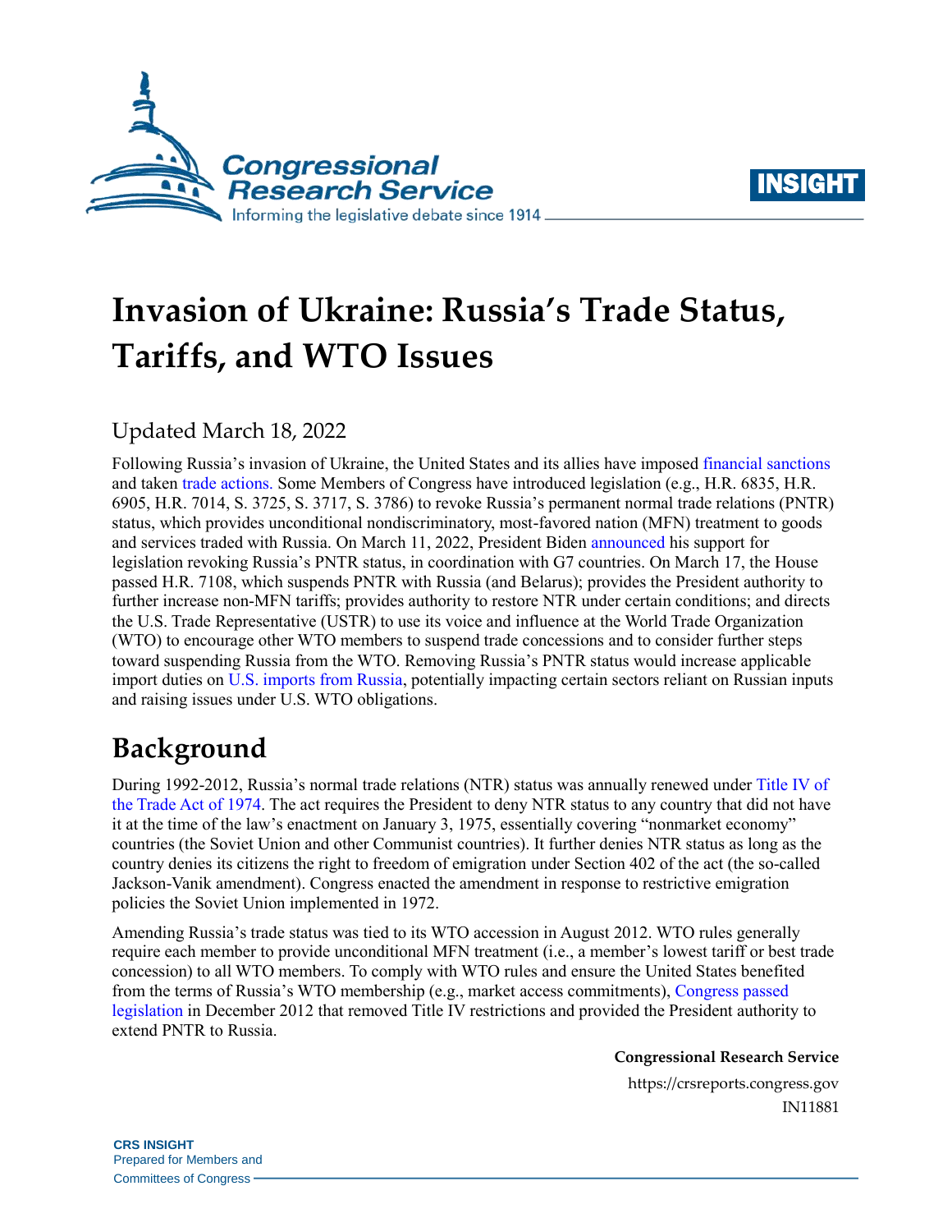# Invasion of Ukraine: Russia's Trade Status, Tariffs, and WTO Issues

Updated March 18, 2022

Following Russia's invasion of Ukraine, the United States and its allies have imposed financial sanctions and taken trade actions. Some Members of Congress have introduced legislation (e.g., H.R. 6835, H.R. 6905, H.R. 7014, S. 3725, S. 3717, S. 3786) to revoke Russia's permanent normal trade relations (PNTR) status, which provides unconditional nondiscriminatory, most-favored nation (MFN) treatment to goods and services traded with Russia. On March 11, 2022, President Biden announced his support for legislation revoking Russia's PNTR status, in coordination with G7 countries. On March 17, the House passed H.R. 7108, which suspends PNTR with Russia (and Belarus); provides the President authority to further increase non-MFN tariffs; provides authority to restore NTR under certain conditions; and directs the U.S. Trade Representative (USTR) to use its voice and influence at the World Trade Organization (WTO) to encourage other WTO members to suspend trade concessions and to consider further steps toward suspending Russia from the WTO. Removing Russia's PNTR status would increase applicable import duties on U.S. imports from Russia, potentially impacting certain sectors reliant on Russian inputs and raising issues under U.S. WTO obligations.

## Background

During 1992-2012, Russia's normal trade relations (NTR) status was annually renewed under Title IV of the Trade Act of 1974. The act requires the President to deny NTR status to any country that did not have it at the time of the law's enactment on January 3, 1975, essentially covering "nonmarket economy" countries (the Soviet Union and other Communist countries). It further denies NTR status as long as the country denies its citizens the right to freedom of emigration under Section 402 of the act (the so-called Jackson-Vanik amendment). Congress enacted the amendment in response to restrictive emigration policies the Soviet Union implemented in 1972.

Amending Russia's trade status was tied to its WTO accession in August 2012. WTO rules generally require each member to provide unconditional MFN treatment (i.e., a member's lowest tariff or best trade concession) to all WTO members. To comply with WTO rules and ensure the United States benefited from the terms of Russia's WTO membership (e.g., market access commitments), Congress passed legislation in December 2012 that removed Title IV restrictions and provided the President authority to extend PNTR to Russia.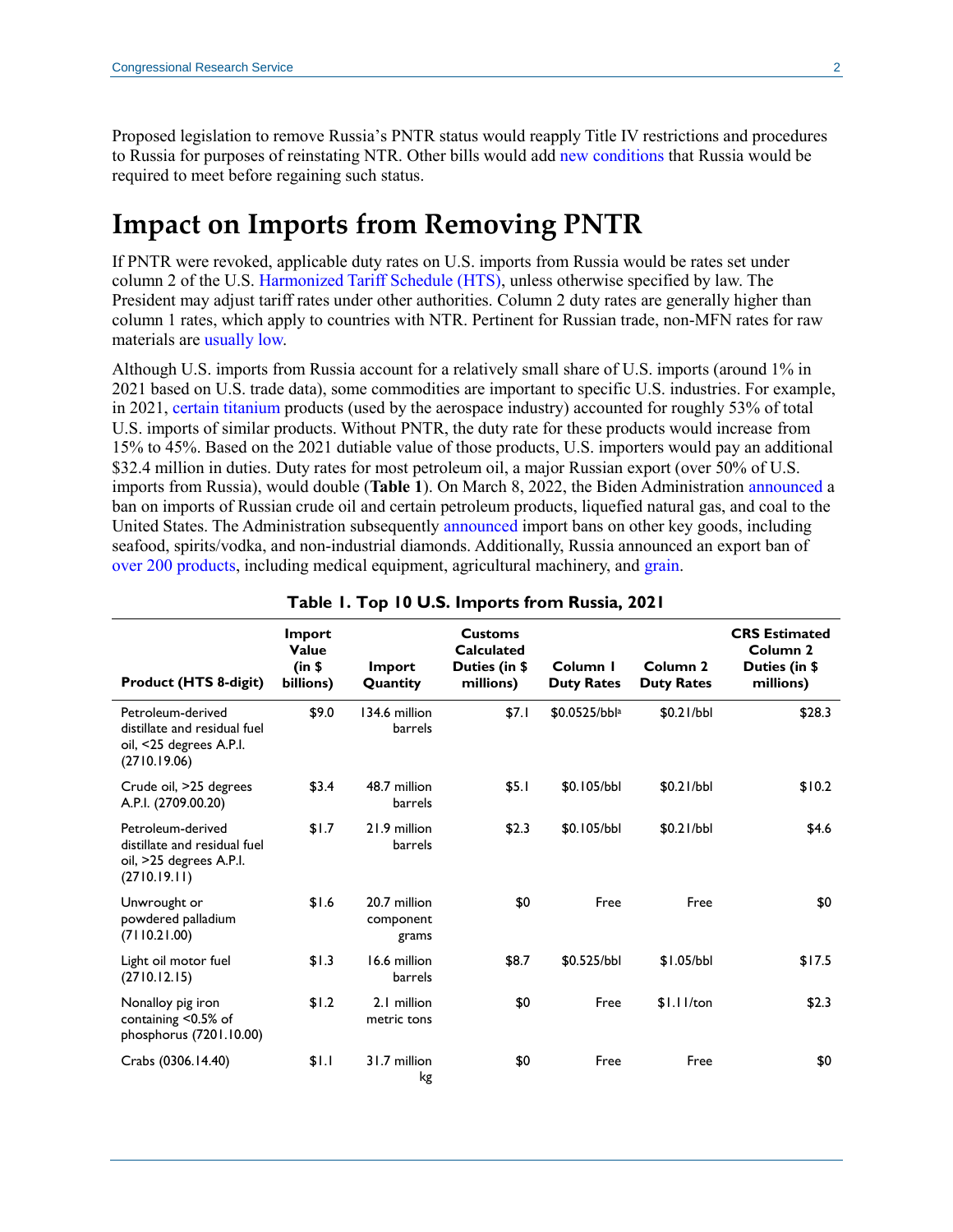Proposed legislation to remove Russia's PNTR status would reapply Title IV restrictions and procedures to Russia for purposes of reinstating NTR. Other bills would add new conditions that Russia would be required to meet before regaining such status.

## Impact on Imports from Removing PNTR

If PNTR were revoked, applicable duty rates on U.S. imports from Russia would be rates set under column 2 of the U.S. Harmonized Tariff Schedule (HTS), unless otherwise specified by law. The President may adjust tariff rates under other authorities. Column 2 duty rates are generally higher than column 1 rates, which apply to countries with NTR. Pertinent for Russian trade, non-MFN rates for raw materials are usually low.

Although U.S. imports from Russia account for a relatively small share of U.S. imports (around 1% in 2021 based on U.S. trade data), some commodities are important to specific U.S. industries. For example, in 2021, certain titanium products (used by the aerospace industry) accounted for roughly 53% of total U.S. imports of similar products. Without PNTR, the duty rate for these products would increase from 15% to 45%. Based on the 2021 dutiable value of those products, U.S. importers would pay an additional $32.4 million in duties. Duty rates for most petroleum oil, a major Russian export (over 50% of U.S. imports from Russia), would double (**Table 1**). On March 8, 2022, the Biden Administration announced a ban on imports of Russian crude oil and certain petroleum products, liquefied natural gas, and coal to the United States. The Administration subsequently announced import bans on other key goods, including seafood, spirits/vodka, and non-industrial diamonds. Additionally, Russia announced an export ban of over 200 products, including medical equipment, agricultural machinery, and grain.

**Table 1. Top 10 U.S. Imports from Russia, 2021**

| Product (HTS 8-digit) | Import Value (in $ billions) | Import Quantity | Customs Calculated Duties (in $ millions) | Column 1 Duty Rates | Column 2 Duty Rates | CRS Estimated Column 2 Duties (in $ millions) |
|---|---|---|---|---|---|---|
| Petroleum-derived distillate and residual fuel oil, <25 degrees A.P.I. (2710.19.06) | $9.0 | 134.6 million barrels | $7.1 | $0.0525/bbl[a] | $0.21/bbl | $28.3 |
| Crude oil, >25 degrees A.P.I. (2709.00.20) | $3.4 | 48.7 million barrels | $5.1 | $0.105/bbl | $0.21/bbl | $10.2 |
| Petroleum-derived distillate and residual fuel oil, >25 degrees A.P.I. (2710.19.11) | $1.7 | 21.9 million barrels | $2.3 | $0.105/bbl | $0.21/bbl | $4.6 |
| Unwrought or powdered palladium (7110.21.00) | $1.6 | 20.7 million component grams | $0 | Free | Free | $0 |
| Light oil motor fuel (2710.12.15) | $1.3 | 16.6 million barrels | $8.7 | $0.525/bbl | $1.05/bbl | $17.5 |
| Nonalloy pig iron containing <0.5% of phosphorus (7201.10.00) | $1.2 | 2.1 million metric tons | $0 | Free | $1.11/ton | $2.3 |
| Crabs (0306.14.40) | $1.1 | 31.7 million kg | $0 | Free | Free | $0 |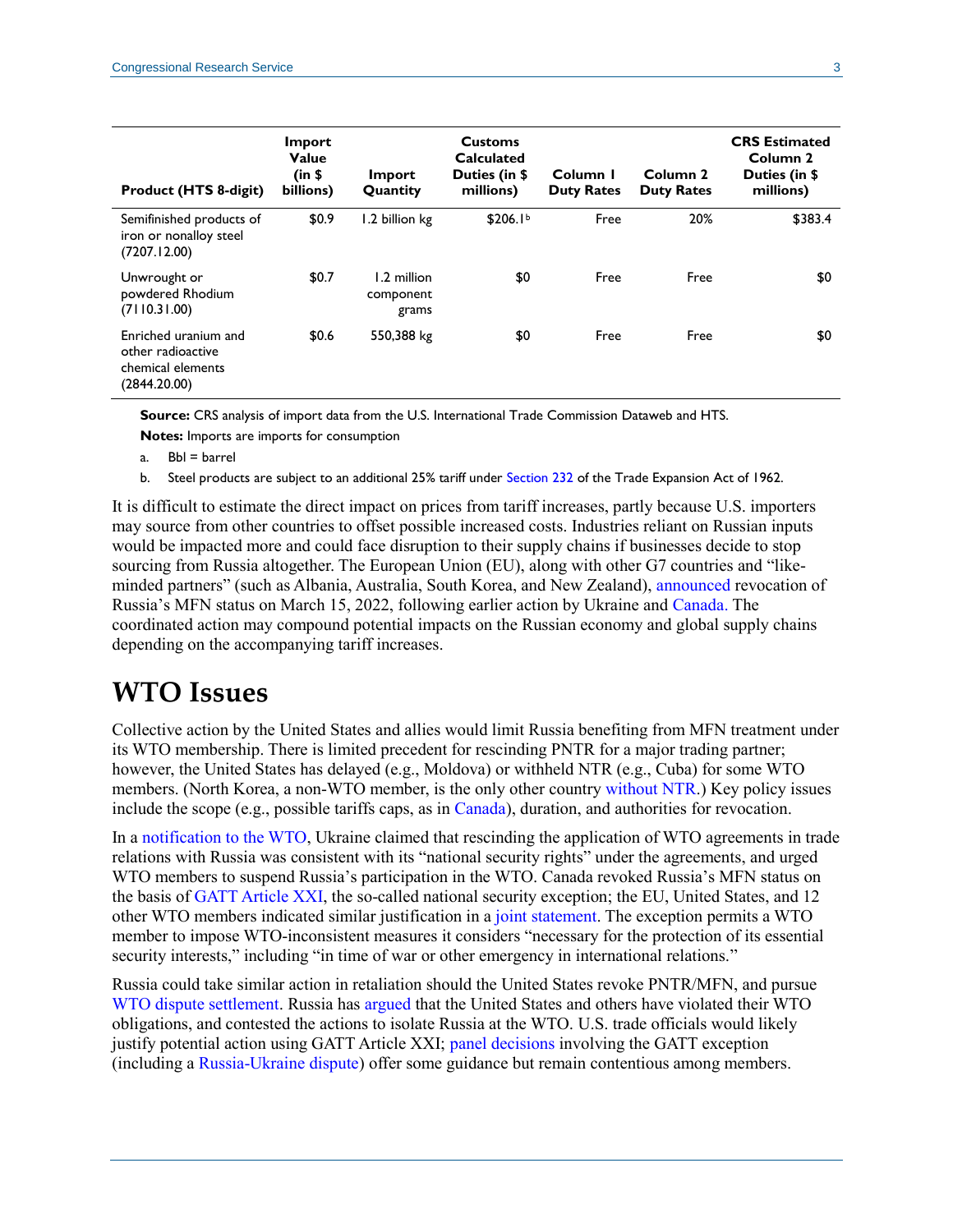| Product (HTS 8-digit) | Import Value (in $ billions) | Import Quantity | Customs Calculated Duties (in $ millions) | Column 1 Duty Rates | Column 2 Duty Rates | CRS Estimated Column 2 Duties (in $ millions) |
|---|---|---|---|---|---|---|
| Semifinished products of iron or nonalloy steel (7207.12.00) | $0.9 | 1.2 billion kg | $206.1[b] | Free | 20% | $383.4 |
| Unwrought or powdered Rhodium (7110.31.00) | $0.7 | 1.2 million component grams | $0 | Free | Free | $0 |
| Enriched uranium and other radioactive chemical elements (2844.20.00) | $0.6 | 550,388 kg | $0 | Free | Free | $0 |

**Source:** CRS analysis of import data from the U.S. International Trade Commission Dataweb and HTS.

**Notes:** Imports are imports for consumption

a. Bbl = barrel

b. Steel products are subject to an additional 25% tariff under Section 232 of the Trade Expansion Act of 1962.

It is difficult to estimate the direct impact on prices from tariff increases, partly because U.S. importers may source from other countries to offset possible increased costs. Industries reliant on Russian inputs would be impacted more and could face disruption to their supply chains if businesses decide to stop sourcing from Russia altogether. The European Union (EU), along with other G7 countries and "like-minded partners" (such as Albania, Australia, South Korea, and New Zealand), announced revocation of Russia's MFN status on March 15, 2022, following earlier action by Ukraine and Canada. The coordinated action may compound potential impacts on the Russian economy and global supply chains depending on the accompanying tariff increases.

# WTO Issues

Collective action by the United States and allies would limit Russia benefiting from MFN treatment under its WTO membership. There is limited precedent for rescinding PNTR for a major trading partner; however, the United States has delayed (e.g., Moldova) or withheld NTR (e.g., Cuba) for some WTO members. (North Korea, a non-WTO member, is the only other country without NTR.) Key policy issues include the scope (e.g., possible tariffs caps, as in Canada), duration, and authorities for revocation.

In a notification to the WTO, Ukraine claimed that rescinding the application of WTO agreements in trade relations with Russia was consistent with its "national security rights" under the agreements, and urged WTO members to suspend Russia's participation in the WTO. Canada revoked Russia's MFN status on the basis of GATT Article XXI, the so-called national security exception; the EU, United States, and 12 other WTO members indicated similar justification in a joint statement. The exception permits a WTO member to impose WTO-inconsistent measures it considers "necessary for the protection of its essential security interests," including "in time of war or other emergency in international relations."

Russia could take similar action in retaliation should the United States revoke PNTR/MFN, and pursue WTO dispute settlement. Russia has argued that the United States and others have violated their WTO obligations, and contested the actions to isolate Russia at the WTO. U.S. trade officials would likely justify potential action using GATT Article XXI; panel decisions involving the GATT exception (including a Russia-Ukraine dispute) offer some guidance but remain contentious among members.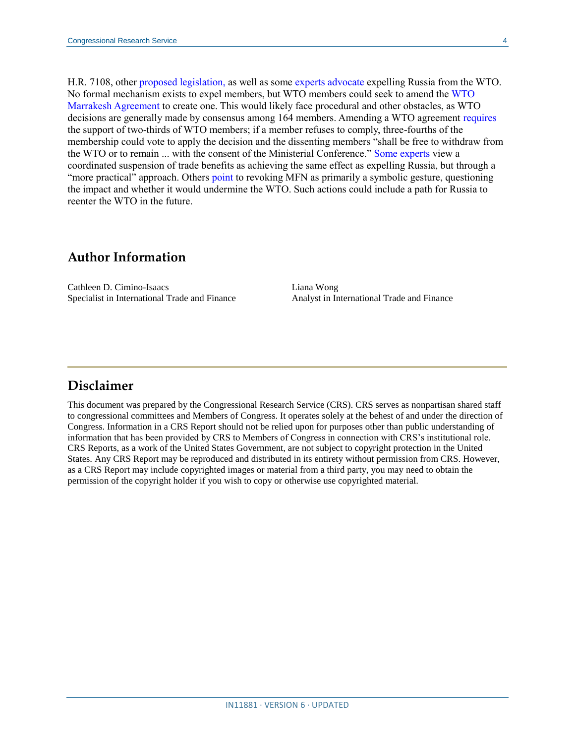H.R. 7108, other proposed legislation, as well as some experts advocate expelling Russia from the WTO. No formal mechanism exists to expel members, but WTO members could seek to amend the WTO Marrakesh Agreement to create one. This would likely face procedural and other obstacles, as WTO decisions are generally made by consensus among 164 members. Amending a WTO agreement requires the support of two-thirds of WTO members; if a member refuses to comply, three-fourths of the membership could vote to apply the decision and the dissenting members "shall be free to withdraw from the WTO or to remain ... with the consent of the Ministerial Conference." Some experts view a coordinated suspension of trade benefits as achieving the same effect as expelling Russia, but through a "more practical" approach. Others point to revoking MFN as primarily a symbolic gesture, questioning the impact and whether it would undermine the WTO. Such actions could include a path for Russia to reenter the WTO in the future.

## Author Information

Cathleen D. Cimino-Isaacs
Specialist in International Trade and Finance

Liana Wong
Analyst in International Trade and Finance

## Disclaimer

This document was prepared by the Congressional Research Service (CRS). CRS serves as nonpartisan shared staff to congressional committees and Members of Congress. It operates solely at the behest of and under the direction of Congress. Information in a CRS Report should not be relied upon for purposes other than public understanding of information that has been provided by CRS to Members of Congress in connection with CRS's institutional role. CRS Reports, as a work of the United States Government, are not subject to copyright protection in the United States. Any CRS Report may be reproduced and distributed in its entirety without permission from CRS. However, as a CRS Report may include copyrighted images or material from a third party, you may need to obtain the permission of the copyright holder if you wish to copy or otherwise use copyrighted material.